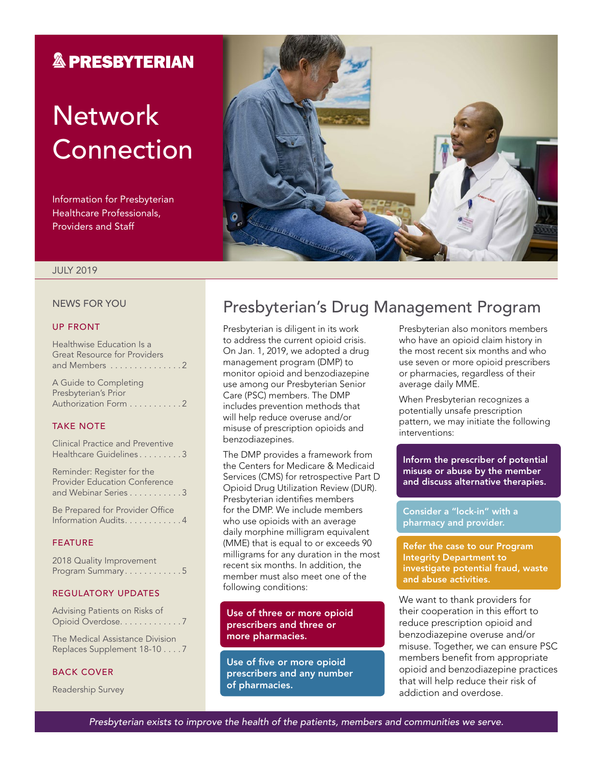# Presbyterian

# Network Connection

Information for Presbyterian Healthcare Professionals, Providers and Staff

JULY 2019

## NEWS FOR YOU

### UP FRONT

Healthwise Education Is a Great Resource for Providers and Members . . . . . . . . . . . . . . . 2

A Guide to Completing Presbyterian's Prior Authorization Form . . . . . . . . . . . 2

### TAKE NOTE

Clinical Practice and Preventive Healthcare Guidelines . . . . . . . . . 3

Reminder: Register for the Provider Education Conference and Webinar Series . . . . . . . . . . . 3

Be Prepared for Provider Office Information Audits. . . . . . . . . . . . 4

### FEATURE

2018 Quality Improvement Program Summary. . . . . . . . . . . . 5

### REGULATORY UPDATES

Advising Patients on Risks of Opioid Overdose. . . . . . . . . . . . . 7

The Medical Assistance Division Replaces Supplement 18-10 . . . . 7

### BACK COVER

Readership Survey

## Presbyterian's Drug Management Program

Presbyterian is diligent in its work to address the current opioid crisis. On Jan. 1, 2019, we adopted a drug management program (DMP) to monitor opioid and benzodiazepine use among our Presbyterian Senior Care (PSC) members. The DMP includes prevention methods that will help reduce overuse and/or misuse of prescription opioids and benzodiazepines.

The DMP provides a framework from the Centers for Medicare & Medicaid Services (CMS) for retrospective Part D Opioid Drug Utilization Review (DUR). Presbyterian identifies members for the DMP. We include members who use opioids with an average daily morphine milligram equivalent (MME) that is equal to or exceeds 90 milligrams for any duration in the most recent six months. In addition, the member must also meet one of the following conditions:

**Use of three or more opioid prescribers and three or more pharmacies.**

**Use of five or more opioid prescribers and any number of pharmacies.**

Presbyterian also monitors members who have an opioid claim history in the most recent six months and who use seven or more opioid prescribers or pharmacies, regardless of their average daily MME.

When Presbyterian recognizes a potentially unsafe prescription pattern, we may initiate the following interventions:

**Inform the prescriber of potential misuse or abuse by the member and discuss alternative therapies.**

**Consider a "lock-in" with a pharmacy and provider.**

**Refer the case to our Program Integrity Department to investigate potential fraud, waste and abuse activities.**

We want to thank providers for their cooperation in this effort to reduce prescription opioid and benzodiazepine overuse and/or misuse. Together, we can ensure PSC members benefit from appropriate opioid and benzodiazepine practices that will help reduce their risk of addiction and overdose.

*Presbyterian exists to improve the health of the patients, members and communities we serve.*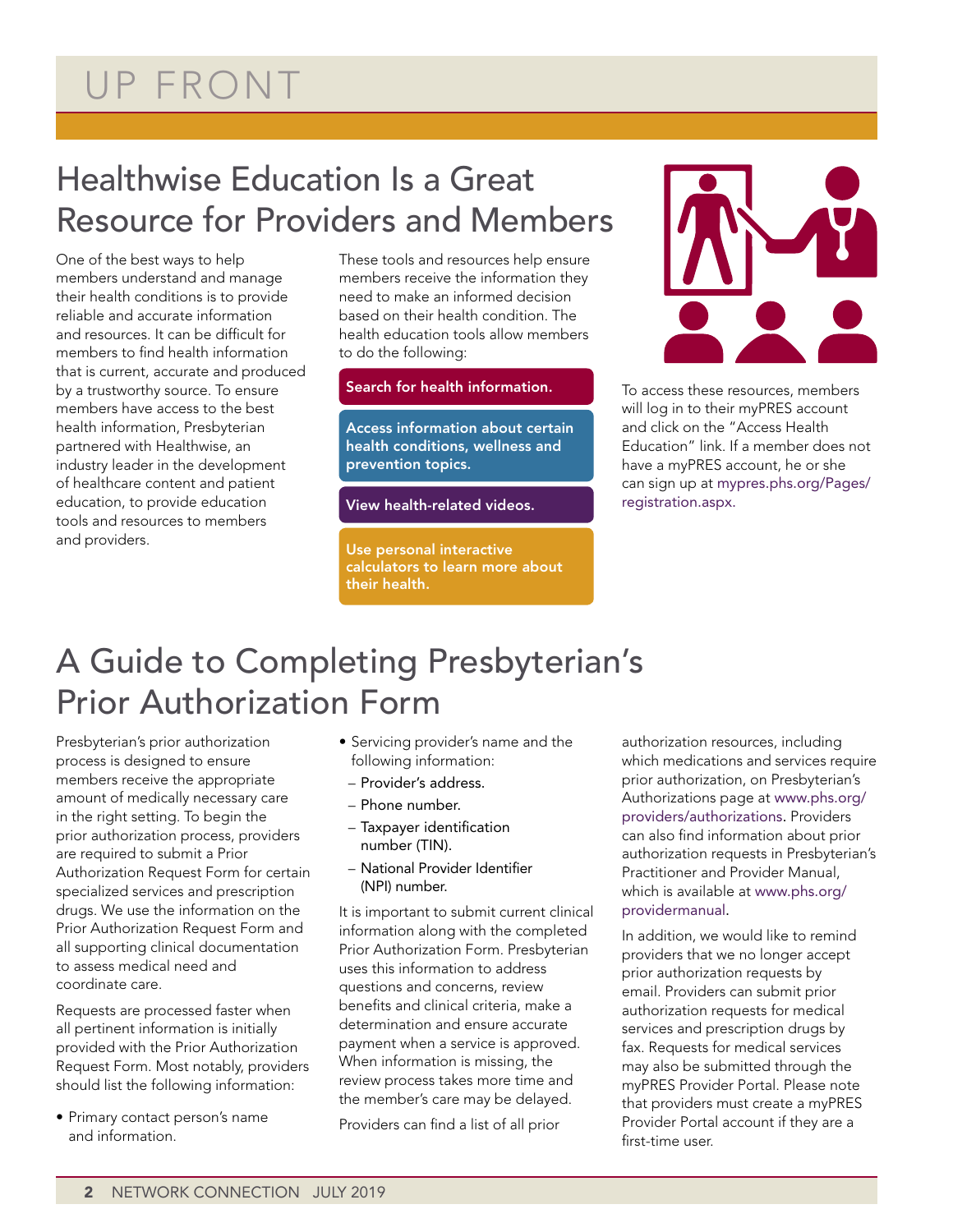# UP FRONT

## Healthwise Education Is a Great Resource for Providers and Members

One of the best ways to help members understand and manage their health conditions is to provide reliable and accurate information and resources. It can be difficult for members to find health information that is current, accurate and produced by a trustworthy source. To ensure members have access to the best health information, Presbyterian partnered with Healthwise, an industry leader in the development of healthcare content and patient education, to provide education tools and resources to members and providers.

These tools and resources help ensure members receive the information they need to make an informed decision based on their health condition. The health education tools allow members to do the following:

- **Search for health information.**
- **Access information about certain health conditions, wellness and prevention topics.**
- **View health-related videos.**
- **Use personal interactive calculators to learn more about their health.**

To access these resources, members will log in to their myPRES account and click on the "Access Health Education" link. If a member does not have a myPRES account, he or she can sign up at mypres.phs.org/Pages/registration.aspx.

## A Guide to Completing Presbyterian's Prior Authorization Form

Presbyterian's prior authorization process is designed to ensure members receive the appropriate amount of medically necessary care in the right setting. To begin the prior authorization process, providers are required to submit a Prior Authorization Request Form for certain specialized services and prescription drugs. We use the information on the Prior Authorization Request Form and all supporting clinical documentation to assess medical need and coordinate care.

Requests are processed faster when all pertinent information is initially provided with the Prior Authorization Request Form. Most notably, providers should list the following information:

- Primary contact person's name and information.
- Servicing provider's name and the following information:
  - Provider's address.
  - Phone number.
  - Taxpayer identification number (TIN).
  - National Provider Identifier (NPI) number.

It is important to submit current clinical information along with the completed Prior Authorization Form. Presbyterian uses this information to address questions and concerns, review benefits and clinical criteria, make a determination and ensure accurate payment when a service is approved. When information is missing, the review process takes more time and the member's care may be delayed.

Providers can find a list of all prior authorization resources, including which medications and services require prior authorization, on Presbyterian's Authorizations page at www.phs.org/providers/authorizations. Providers can also find information about prior authorization requests in Presbyterian's Practitioner and Provider Manual, which is available at www.phs.org/providermanual.

In addition, we would like to remind providers that we no longer accept prior authorization requests by email. Providers can submit prior authorization requests for medical services and prescription drugs by fax. Requests for medical services may also be submitted through the myPRES Provider Portal. Please note that providers must create a myPRES Provider Portal account if they are a first-time user.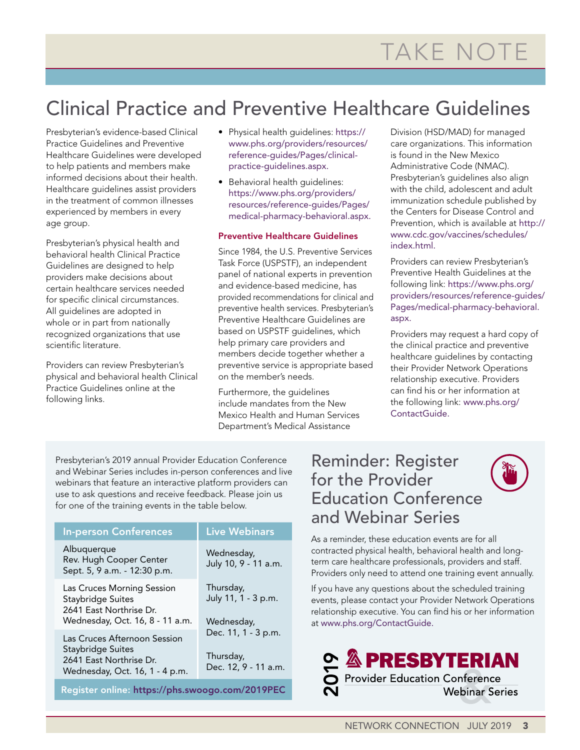# TAKE NOTE

## Clinical Practice and Preventive Healthcare Guidelines

Presbyterian's evidence-based Clinical Practice Guidelines and Preventive Healthcare Guidelines were developed to help patients and members make informed decisions about their health. Healthcare guidelines assist providers in the treatment of common illnesses experienced by members in every age group.

Presbyterian's physical health and behavioral health Clinical Practice Guidelines are designed to help providers make decisions about certain healthcare services needed for specific clinical circumstances. All guidelines are adopted in whole or in part from nationally recognized organizations that use scientific literature.

Providers can review Presbyterian's physical and behavioral health Clinical Practice Guidelines online at the following links.

- Physical health guidelines: https://www.phs.org/providers/resources/reference-guides/Pages/clinical-practice-guidelines.aspx.
- Behavioral health guidelines: https://www.phs.org/providers/resources/reference-guides/Pages/medical-pharmacy-behavioral.aspx.

### Preventive Healthcare Guidelines

Since 1984, the U.S. Preventive Services Task Force (USPSTF), an independent panel of national experts in prevention and evidence-based medicine, has provided recommendations for clinical and preventive health services. Presbyterian's Preventive Healthcare Guidelines are based on USPSTF guidelines, which help primary care providers and members decide together whether a preventive service is appropriate based on the member's needs.

Furthermore, the guidelines include mandates from the New Mexico Health and Human Services Department's Medical Assistance Division (HSD/MAD) for managed care organizations. This information is found in the New Mexico Administrative Code (NMAC). Presbyterian's guidelines also align with the child, adolescent and adult immunization schedule published by the Centers for Disease Control and Prevention, which is available at http://www.cdc.gov/vaccines/schedules/index.html.

Providers can review Presbyterian's Preventive Health Guidelines at the following link: https://www.phs.org/providers/resources/reference-guides/Pages/medical-pharmacy-behavioral.aspx.

Providers may request a hard copy of the clinical practice and preventive healthcare guidelines by contacting their Provider Network Operations relationship executive. Providers can find his or her information at the following link: www.phs.org/ContactGuide.

## Reminder: Register for the Provider Education Conference and Webinar Series

Presbyterian's 2019 annual Provider Education Conference and Webinar Series includes in-person conferences and live webinars that feature an interactive platform providers can use to ask questions and receive feedback. Please join us for one of the training events in the table below.

| In-person Conferences | Live Webinars |
|---|---|
| Albuquerque<br>Rev. Hugh Cooper Center<br>Sept. 5, 9 a.m. - 12:30 p.m. | Wednesday,<br>July 10, 9 - 11 a.m. |
| Las Cruces Morning Session<br>Staybridge Suites<br>2641 East Northrise Dr.<br>Wednesday, Oct. 16, 8 - 11 a.m. | Thursday,<br>July 11, 1 - 3 p.m.<br><br>Wednesday,<br>Dec. 11, 1 - 3 p.m. |
| Las Cruces Afternoon Session<br>Staybridge Suites<br>2641 East Northrise Dr.<br>Wednesday, Oct. 16, 1 - 4 p.m. | Thursday,<br>Dec. 12, 9 - 11 a.m. |

**Register online: https://phs.swoogo.com/2019PEC**

As a reminder, these education events are for all contracted physical health, behavioral health and long-term care healthcare professionals, providers and staff. Providers only need to attend one training event annually.

If you have any questions about the scheduled training events, please contact your Provider Network Operations relationship executive. You can find his or her information at www.phs.org/ContactGuide.

2019 PRESBYTERIAN Provider Education Conference & Webinar Series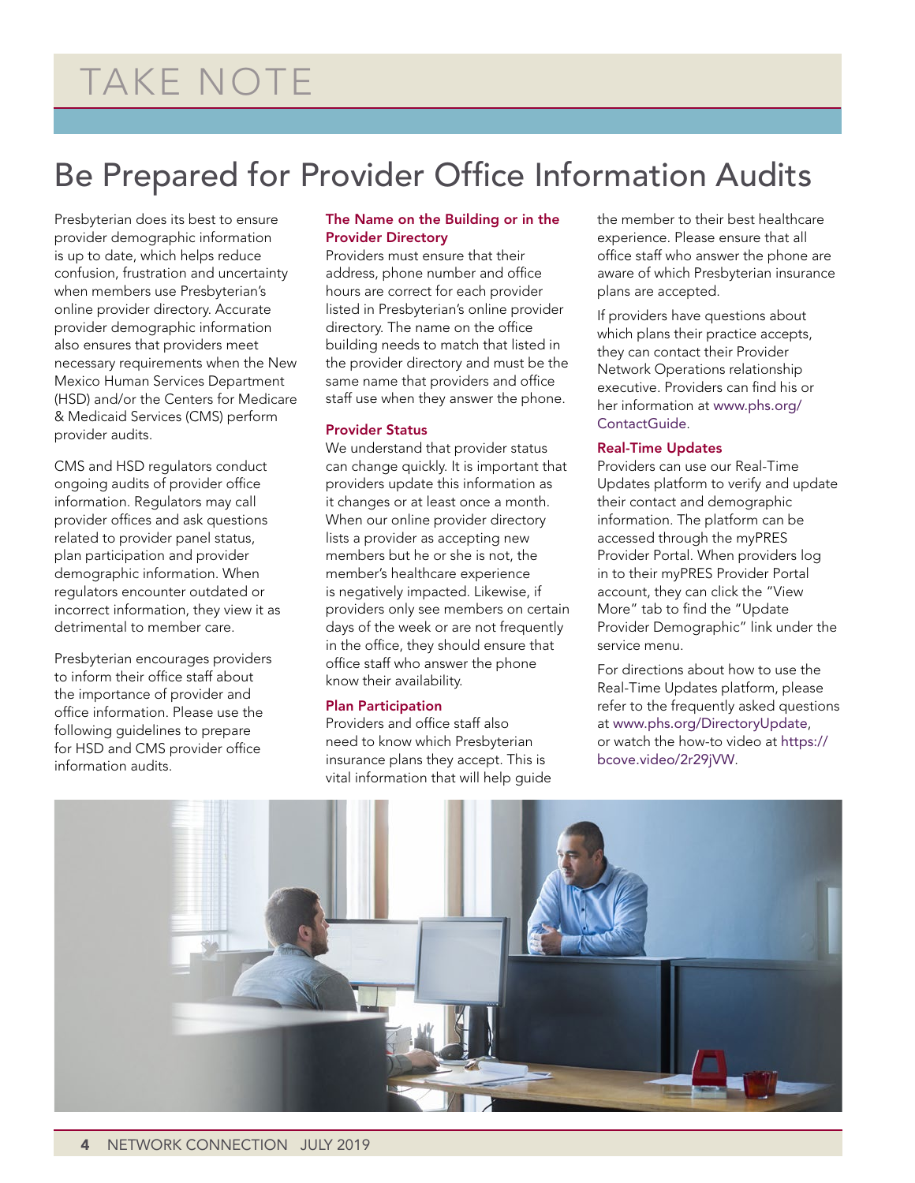# TAKE NOTE

## Be Prepared for Provider Office Information Audits

Presbyterian does its best to ensure provider demographic information is up to date, which helps reduce confusion, frustration and uncertainty when members use Presbyterian's online provider directory. Accurate provider demographic information also ensures that providers meet necessary requirements when the New Mexico Human Services Department (HSD) and/or the Centers for Medicare & Medicaid Services (CMS) perform provider audits.

CMS and HSD regulators conduct ongoing audits of provider office information. Regulators may call provider offices and ask questions related to provider panel status, plan participation and provider demographic information. When regulators encounter outdated or incorrect information, they view it as detrimental to member care.

Presbyterian encourages providers to inform their office staff about the importance of provider and office information. Please use the following guidelines to prepare for HSD and CMS provider office information audits.

### The Name on the Building or in the Provider Directory

Providers must ensure that their address, phone number and office hours are correct for each provider listed in Presbyterian's online provider directory. The name on the office building needs to match that listed in the provider directory and must be the same name that providers and office staff use when they answer the phone.

### Provider Status

We understand that provider status can change quickly. It is important that providers update this information as it changes or at least once a month. When our online provider directory lists a provider as accepting new members but he or she is not, the member's healthcare experience is negatively impacted. Likewise, if providers only see members on certain days of the week or are not frequently in the office, they should ensure that office staff who answer the phone know their availability.

### Plan Participation

Providers and office staff also need to know which Presbyterian insurance plans they accept. This is vital information that will help guide the member to their best healthcare experience. Please ensure that all office staff who answer the phone are aware of which Presbyterian insurance plans are accepted.

If providers have questions about which plans their practice accepts, they can contact their Provider Network Operations relationship executive. Providers can find his or her information at www.phs.org/ContactGuide.

### Real-Time Updates

Providers can use our Real-Time Updates platform to verify and update their contact and demographic information. The platform can be accessed through the myPRES Provider Portal. When providers log in to their myPRES Provider Portal account, they can click the "View More" tab to find the "Update Provider Demographic" link under the service menu.

For directions about how to use the Real-Time Updates platform, please refer to the frequently asked questions at www.phs.org/DirectoryUpdate, or watch the how-to video at https://bcove.video/2r29jVW.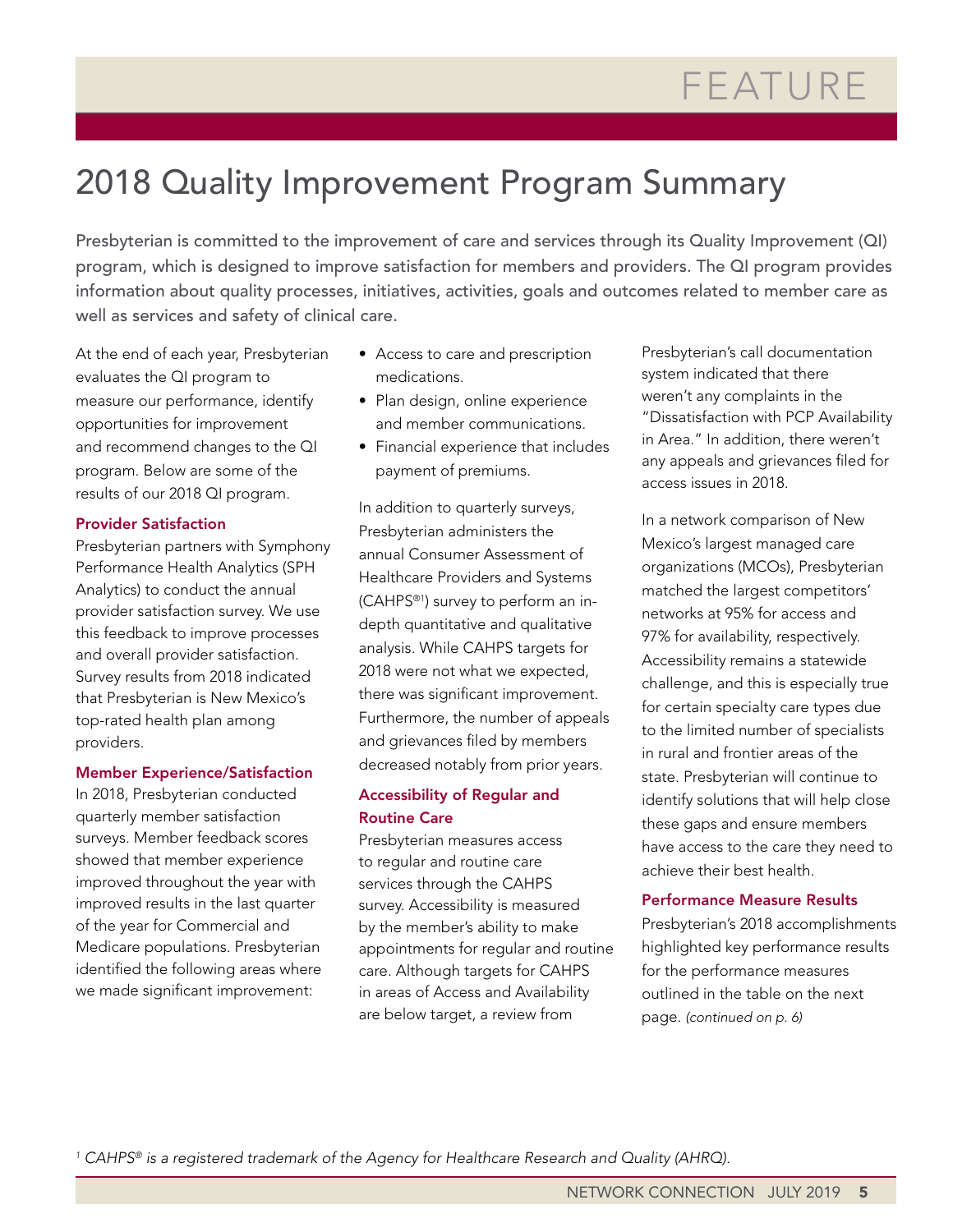FEATURE

# 2018 Quality Improvement Program Summary

Presbyterian is committed to the improvement of care and services through its Quality Improvement (QI) program, which is designed to improve satisfaction for members and providers. The QI program provides information about quality processes, initiatives, activities, goals and outcomes related to member care as well as services and safety of clinical care.

At the end of each year, Presbyterian evaluates the QI program to measure our performance, identify opportunities for improvement and recommend changes to the QI program. Below are some of the results of our 2018 QI program.

### Provider Satisfaction

Presbyterian partners with Symphony Performance Health Analytics (SPH Analytics) to conduct the annual provider satisfaction survey. We use this feedback to improve processes and overall provider satisfaction. Survey results from 2018 indicated that Presbyterian is New Mexico's top-rated health plan among providers.

### Member Experience/Satisfaction

In 2018, Presbyterian conducted quarterly member satisfaction surveys. Member feedback scores showed that member experience improved throughout the year with improved results in the last quarter of the year for Commercial and Medicare populations. Presbyterian identified the following areas where we made significant improvement:

- Access to care and prescription medications.
- Plan design, online experience and member communications.
- Financial experience that includes payment of premiums.

In addition to quarterly surveys, Presbyterian administers the annual Consumer Assessment of Healthcare Providers and Systems (CAHPS®[1]) survey to perform an in-depth quantitative and qualitative analysis. While CAHPS targets for 2018 were not what we expected, there was significant improvement. Furthermore, the number of appeals and grievances filed by members decreased notably from prior years.

### Accessibility of Regular and Routine Care

Presbyterian measures access to regular and routine care services through the CAHPS survey. Accessibility is measured by the member's ability to make appointments for regular and routine care. Although targets for CAHPS in areas of Access and Availability are below target, a review from Presbyterian's call documentation system indicated that there weren't any complaints in the "Dissatisfaction with PCP Availability in Area." In addition, there weren't any appeals and grievances filed for access issues in 2018.

In a network comparison of New Mexico's largest managed care organizations (MCOs), Presbyterian matched the largest competitors' networks at 95% for access and 97% for availability, respectively. Accessibility remains a statewide challenge, and this is especially true for certain specialty care types due to the limited number of specialists in rural and frontier areas of the state. Presbyterian will continue to identify solutions that will help close these gaps and ensure members have access to the care they need to achieve their best health.

### Performance Measure Results

Presbyterian's 2018 accomplishments highlighted key performance results for the performance measures outlined in the table on the next page. *(continued on p. 6)*

[1] *CAHPS® is a registered trademark of the Agency for Healthcare Research and Quality (AHRQ).*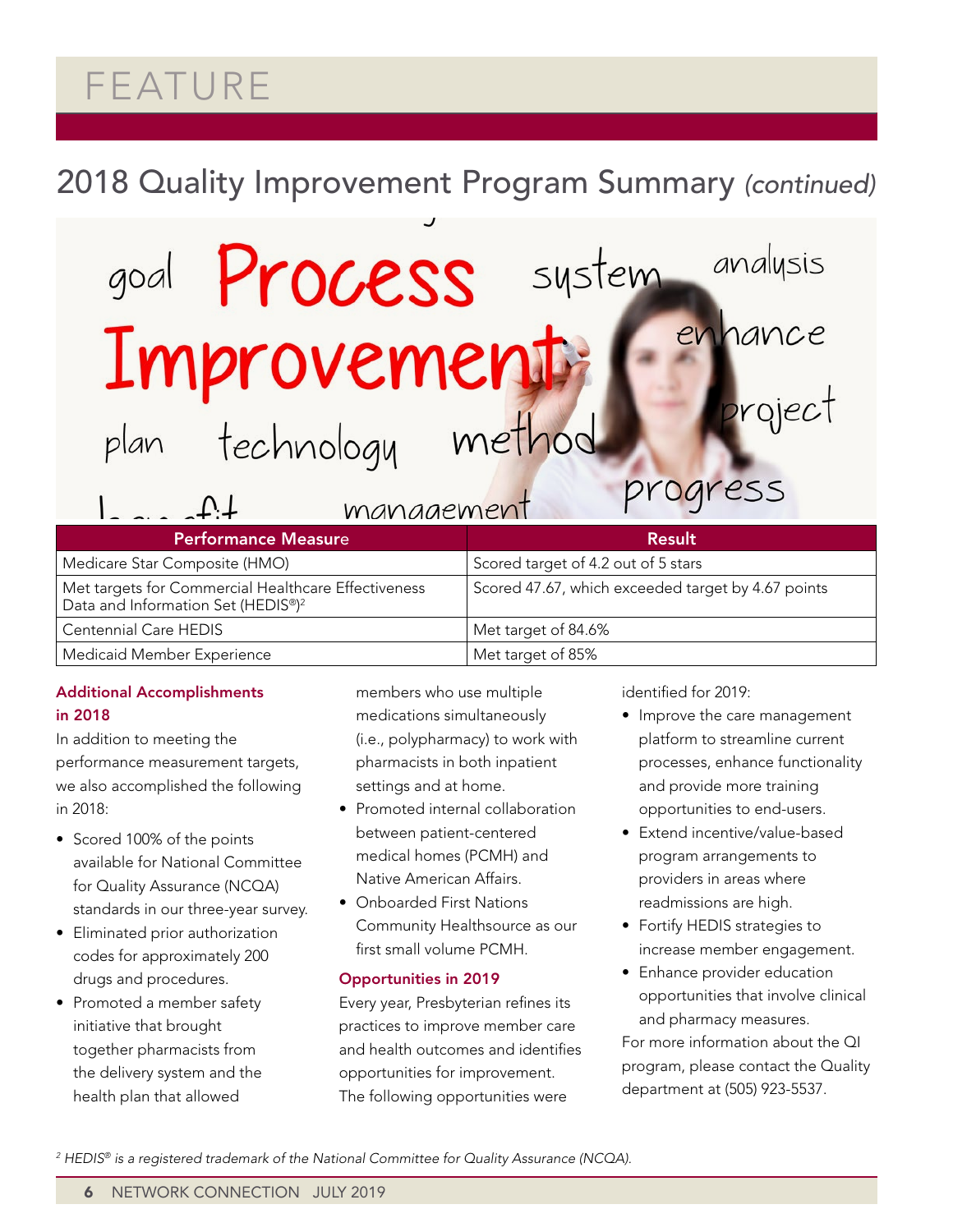# FEATURE

## 2018 Quality Improvement Program Summary *(continued)*

| Performance Measure | Result |
| --- | --- |
| Medicare Star Composite (HMO) | Scored target of 4.2 out of 5 stars |
| Met targets for Commercial Healthcare Effectiveness Data and Information Set (HEDIS®)[2] | Scored 47.67, which exceeded target by 4.67 points |
| Centennial Care HEDIS | Met target of 84.6% |
| Medicaid Member Experience | Met target of 85% |

### Additional Accomplishments in 2018

In addition to meeting the performance measurement targets, we also accomplished the following in 2018:

- Scored 100% of the points available for National Committee for Quality Assurance (NCQA) standards in our three-year survey.
- Eliminated prior authorization codes for approximately 200 drugs and procedures.
- Promoted a member safety initiative that brought together pharmacists from the delivery system and the health plan that allowed members who use multiple medications simultaneously (i.e., polypharmacy) to work with pharmacists in both inpatient settings and at home.
- Promoted internal collaboration between patient-centered medical homes (PCMH) and Native American Affairs.
- Onboarded First Nations Community Healthsource as our first small volume PCMH.

### Opportunities in 2019

Every year, Presbyterian refines its practices to improve member care and health outcomes and identifies opportunities for improvement. The following opportunities were identified for 2019:

- Improve the care management platform to streamline current processes, enhance functionality and provide more training opportunities to end-users.
- Extend incentive/value-based program arrangements to providers in areas where readmissions are high.
- Fortify HEDIS strategies to increase member engagement.
- Enhance provider education opportunities that involve clinical and pharmacy measures.

For more information about the QI program, please contact the Quality department at (505) 923-5537.

*[2] HEDIS® is a registered trademark of the National Committee for Quality Assurance (NCQA).*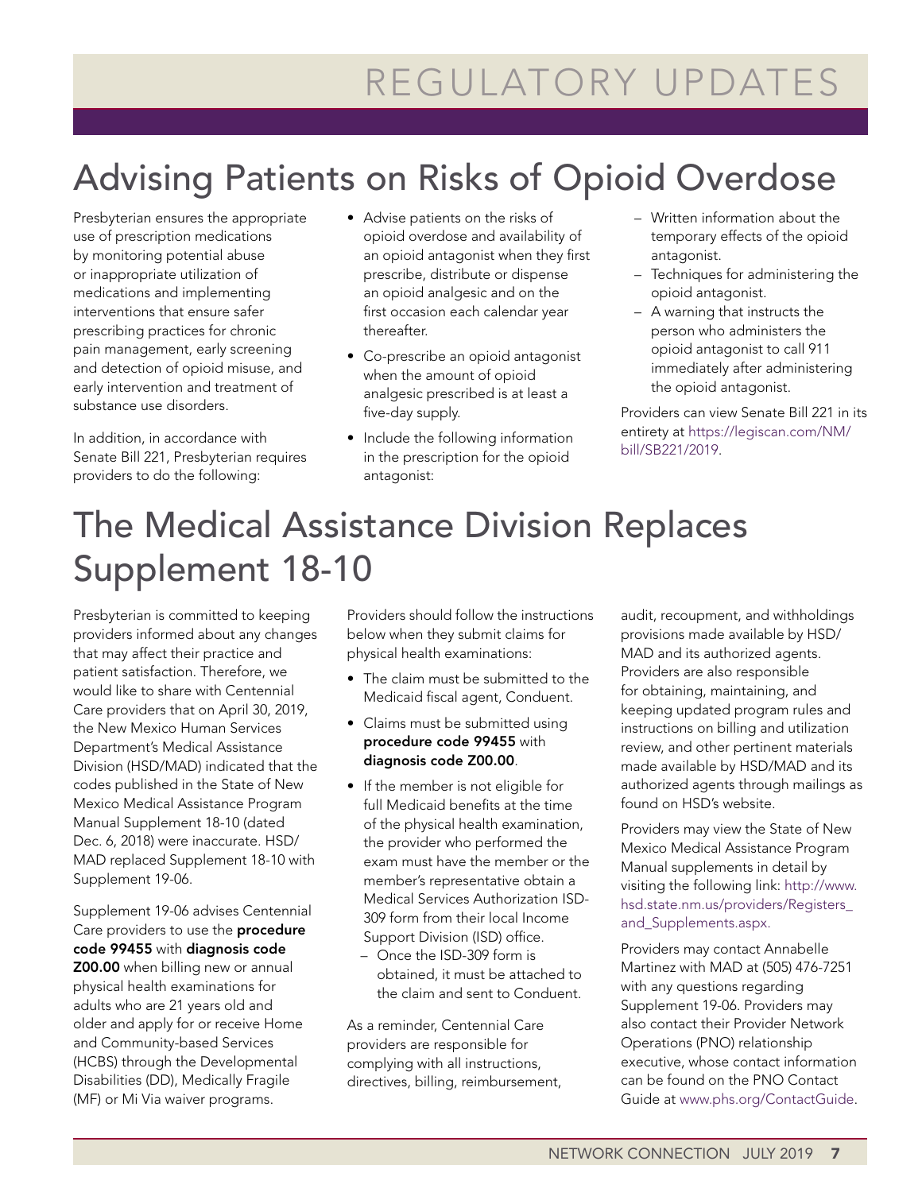# REGULATORY UPDATES

## Advising Patients on Risks of Opioid Overdose

Presbyterian ensures the appropriate use of prescription medications by monitoring potential abuse or inappropriate utilization of medications and implementing interventions that ensure safer prescribing practices for chronic pain management, early screening and detection of opioid misuse, and early intervention and treatment of substance use disorders.

In addition, in accordance with Senate Bill 221, Presbyterian requires providers to do the following:

- Advise patients on the risks of opioid overdose and availability of an opioid antagonist when they first prescribe, distribute or dispense an opioid analgesic and on the first occasion each calendar year thereafter.
- Co-prescribe an opioid antagonist when the amount of opioid analgesic prescribed is at least a five-day supply.
- Include the following information in the prescription for the opioid antagonist:
  - Written information about the temporary effects of the opioid antagonist.
  - Techniques for administering the opioid antagonist.
  - A warning that instructs the person who administers the opioid antagonist to call 911 immediately after administering the opioid antagonist.

Providers can view Senate Bill 221 in its entirety at https://legiscan.com/NM/bill/SB221/2019.

## The Medical Assistance Division Replaces Supplement 18-10

Presbyterian is committed to keeping providers informed about any changes that may affect their practice and patient satisfaction. Therefore, we would like to share with Centennial Care providers that on April 30, 2019, the New Mexico Human Services Department's Medical Assistance Division (HSD/MAD) indicated that the codes published in the State of New Mexico Medical Assistance Program Manual Supplement 18-10 (dated Dec. 6, 2018) were inaccurate. HSD/MAD replaced Supplement 18-10 with Supplement 19-06.

Supplement 19-06 advises Centennial Care providers to use the **procedure code 99455** with **diagnosis code Z00.00** when billing new or annual physical health examinations for adults who are 21 years old and older and apply for or receive Home and Community-based Services (HCBS) through the Developmental Disabilities (DD), Medically Fragile (MF) or Mi Via waiver programs.

Providers should follow the instructions below when they submit claims for physical health examinations:

- The claim must be submitted to the Medicaid fiscal agent, Conduent.
- Claims must be submitted using **procedure code 99455** with **diagnosis code Z00.00**.
- If the member is not eligible for full Medicaid benefits at the time of the physical health examination, the provider who performed the exam must have the member or the member's representative obtain a Medical Services Authorization ISD-309 form from their local Income Support Division (ISD) office.
  - Once the ISD-309 form is obtained, it must be attached to the claim and sent to Conduent.

As a reminder, Centennial Care providers are responsible for complying with all instructions, directives, billing, reimbursement, audit, recoupment, and withholdings provisions made available by HSD/MAD and its authorized agents. Providers are also responsible for obtaining, maintaining, and keeping updated program rules and instructions on billing and utilization review, and other pertinent materials made available by HSD/MAD and its authorized agents through mailings as found on HSD's website.

Providers may view the State of New Mexico Medical Assistance Program Manual supplements in detail by visiting the following link: http://www.hsd.state.nm.us/providers/Registers_and_Supplements.aspx.

Providers may contact Annabelle Martinez with MAD at (505) 476-7251 with any questions regarding Supplement 19-06. Providers may also contact their Provider Network Operations (PNO) relationship executive, whose contact information can be found on the PNO Contact Guide at www.phs.org/ContactGuide.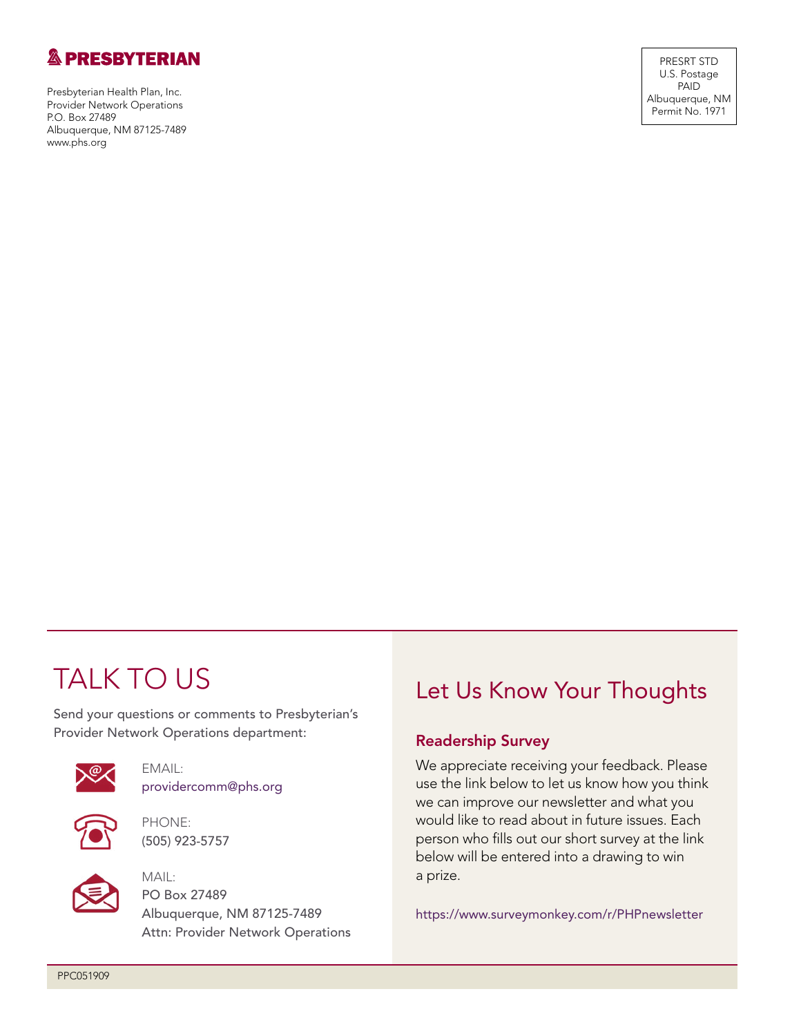**PRESBYTERIAN**

Presbyterian Health Plan, Inc.
Provider Network Operations
P.O. Box 27489
Albuquerque, NM 87125-7489
www.phs.org

PRESRT STD
U.S. Postage
PAID
Albuquerque, NM
Permit No. 1971

# TALK TO US

Send your questions or comments to Presbyterian's Provider Network Operations department:

EMAIL:
providercomm@phs.org

PHONE:
(505) 923-5757

MAIL:
PO Box 27489
Albuquerque, NM 87125-7489
Attn: Provider Network Operations

## Let Us Know Your Thoughts

### Readership Survey

We appreciate receiving your feedback. Please use the link below to let us know how you think we can improve our newsletter and what you would like to read about in future issues. Each person who fills out our short survey at the link below will be entered into a drawing to win a prize.

https://www.surveymonkey.com/r/PHPnewsletter

PPC051909